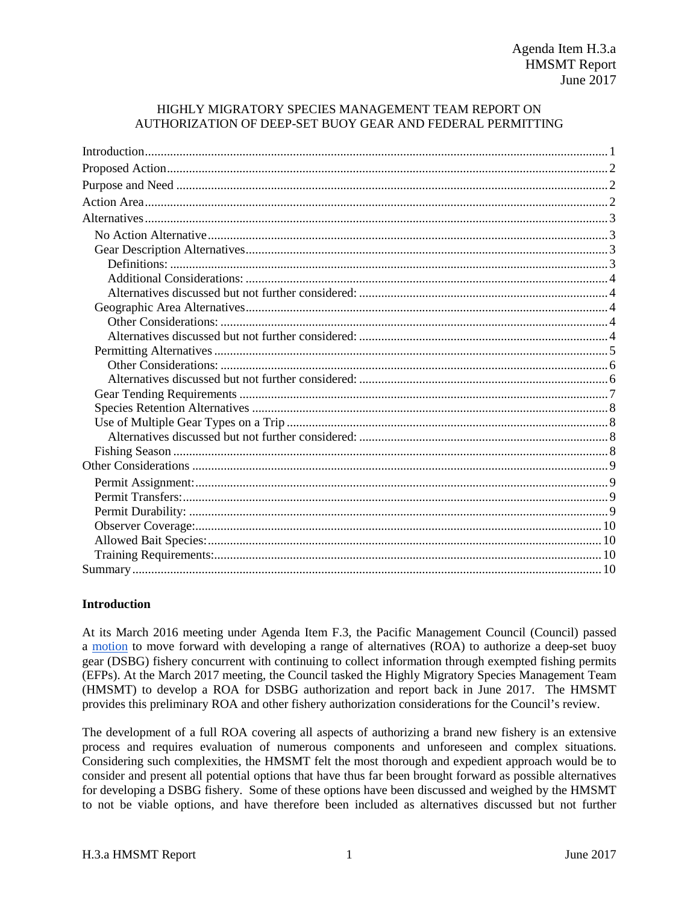Agenda Item H.3.a
HMSMT Report
June 2017

HIGHLY MIGRATORY SPECIES MANAGEMENT TEAM REPORT ON AUTHORIZATION OF DEEP-SET BUOY GEAR AND FEDERAL PERMITTING

- Introduction ..... 1
- Proposed Action ..... 2
- Purpose and Need ..... 2
- Action Area ..... 2
- Alternatives ..... 3
  - No Action Alternative ..... 3
  - Gear Description Alternatives ..... 3
    - Definitions: ..... 3
    - Additional Considerations: ..... 4
    - Alternatives discussed but not further considered: ..... 4
  - Geographic Area Alternatives ..... 4
    - Other Considerations: ..... 4
    - Alternatives discussed but not further considered: ..... 4
  - Permitting Alternatives ..... 5
    - Other Considerations: ..... 6
    - Alternatives discussed but not further considered: ..... 6
  - Gear Tending Requirements ..... 7
  - Species Retention Alternatives ..... 8
  - Use of Multiple Gear Types on a Trip ..... 8
    - Alternatives discussed but not further considered: ..... 8
  - Fishing Season ..... 8
- Other Considerations ..... 9
  - Permit Assignment: ..... 9
  - Permit Transfers: ..... 9
  - Permit Durability: ..... 9
  - Observer Coverage: ..... 10
  - Allowed Bait Species: ..... 10
  - Training Requirements: ..... 10
- Summary ..... 10

## Introduction

At its March 2016 meeting under Agenda Item F.3, the Pacific Management Council (Council) passed a motion to move forward with developing a range of alternatives (ROA) to authorize a deep-set buoy gear (DSBG) fishery concurrent with continuing to collect information through exempted fishing permits (EFPs). At the March 2017 meeting, the Council tasked the Highly Migratory Species Management Team (HMSMT) to develop a ROA for DSBG authorization and report back in June 2017. The HMSMT provides this preliminary ROA and other fishery authorization considerations for the Council's review.

The development of a full ROA covering all aspects of authorizing a brand new fishery is an extensive process and requires evaluation of numerous components and unforeseen and complex situations. Considering such complexities, the HMSMT felt the most thorough and expedient approach would be to consider and present all potential options that have thus far been brought forward as possible alternatives for developing a DSBG fishery. Some of these options have been discussed and weighed by the HMSMT to not be viable options, and have therefore been included as alternatives discussed but not further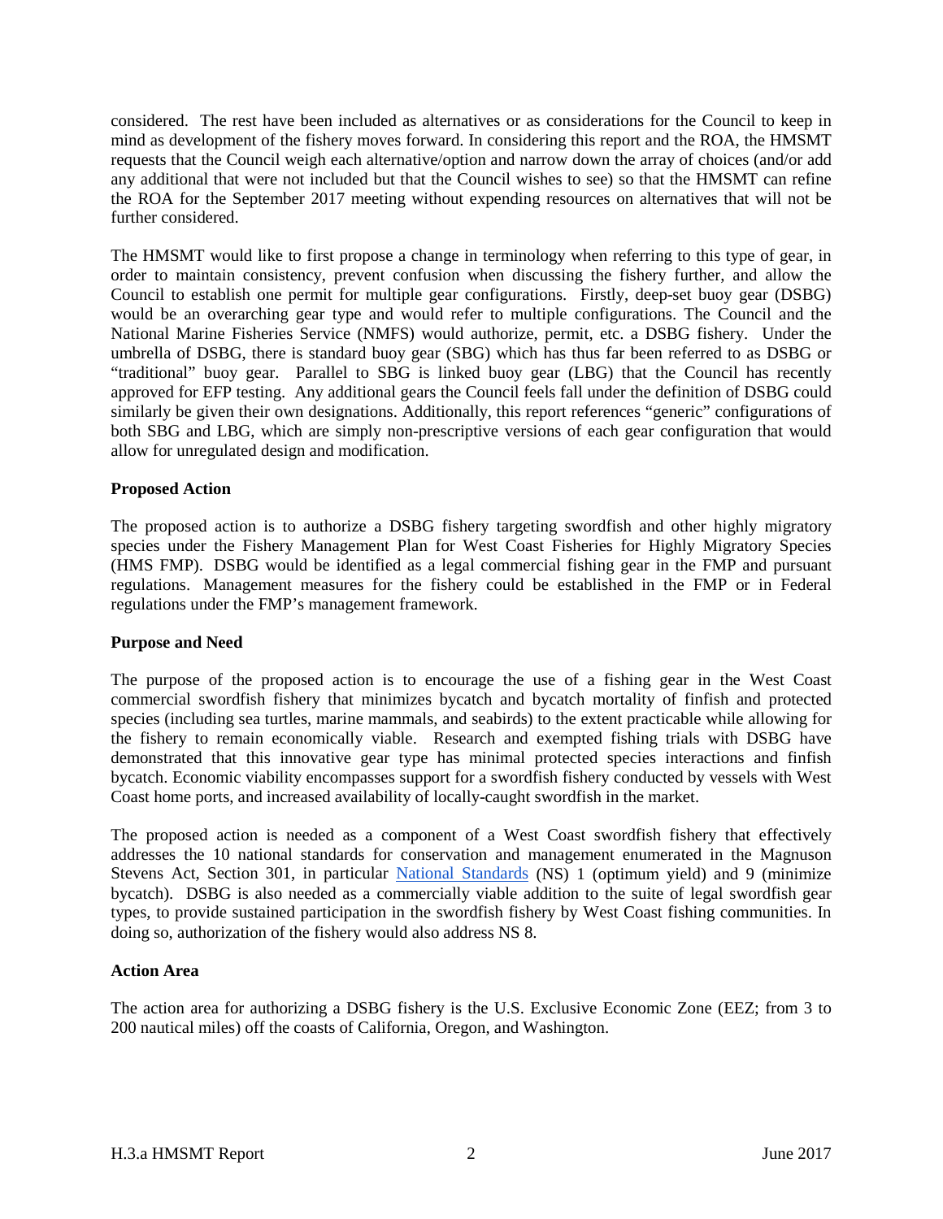considered. The rest have been included as alternatives or as considerations for the Council to keep in mind as development of the fishery moves forward. In considering this report and the ROA, the HMSMT requests that the Council weigh each alternative/option and narrow down the array of choices (and/or add any additional that were not included but that the Council wishes to see) so that the HMSMT can refine the ROA for the September 2017 meeting without expending resources on alternatives that will not be further considered.

The HMSMT would like to first propose a change in terminology when referring to this type of gear, in order to maintain consistency, prevent confusion when discussing the fishery further, and allow the Council to establish one permit for multiple gear configurations. Firstly, deep-set buoy gear (DSBG) would be an overarching gear type and would refer to multiple configurations. The Council and the National Marine Fisheries Service (NMFS) would authorize, permit, etc. a DSBG fishery. Under the umbrella of DSBG, there is standard buoy gear (SBG) which has thus far been referred to as DSBG or "traditional" buoy gear. Parallel to SBG is linked buoy gear (LBG) that the Council has recently approved for EFP testing. Any additional gears the Council feels fall under the definition of DSBG could similarly be given their own designations. Additionally, this report references "generic" configurations of both SBG and LBG, which are simply non-prescriptive versions of each gear configuration that would allow for unregulated design and modification.

**Proposed Action**

The proposed action is to authorize a DSBG fishery targeting swordfish and other highly migratory species under the Fishery Management Plan for West Coast Fisheries for Highly Migratory Species (HMS FMP). DSBG would be identified as a legal commercial fishing gear in the FMP and pursuant regulations. Management measures for the fishery could be established in the FMP or in Federal regulations under the FMP's management framework.

**Purpose and Need**

The purpose of the proposed action is to encourage the use of a fishing gear in the West Coast commercial swordfish fishery that minimizes bycatch and bycatch mortality of finfish and protected species (including sea turtles, marine mammals, and seabirds) to the extent practicable while allowing for the fishery to remain economically viable. Research and exempted fishing trials with DSBG have demonstrated that this innovative gear type has minimal protected species interactions and finfish bycatch. Economic viability encompasses support for a swordfish fishery conducted by vessels with West Coast home ports, and increased availability of locally-caught swordfish in the market.

The proposed action is needed as a component of a West Coast swordfish fishery that effectively addresses the 10 national standards for conservation and management enumerated in the Magnuson Stevens Act, Section 301, in particular National Standards (NS) 1 (optimum yield) and 9 (minimize bycatch). DSBG is also needed as a commercially viable addition to the suite of legal swordfish gear types, to provide sustained participation in the swordfish fishery by West Coast fishing communities. In doing so, authorization of the fishery would also address NS 8.

**Action Area**

The action area for authorizing a DSBG fishery is the U.S. Exclusive Economic Zone (EEZ; from 3 to 200 nautical miles) off the coasts of California, Oregon, and Washington.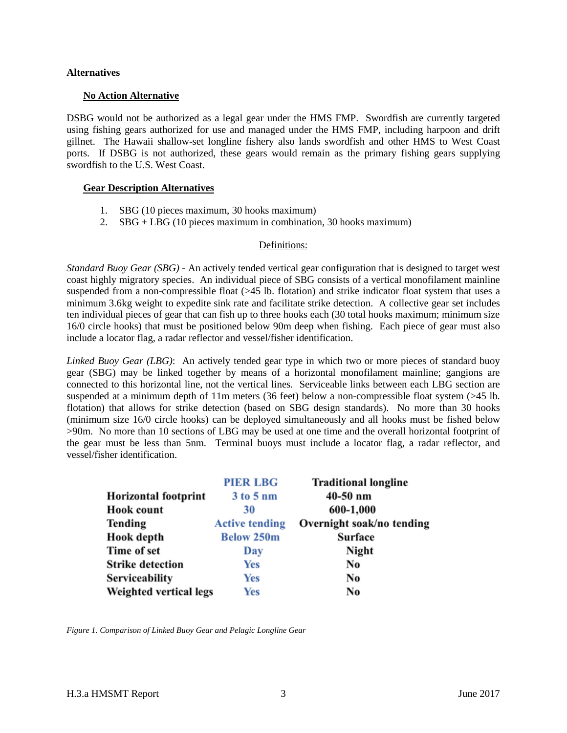**Alternatives**

**No Action Alternative**

DSBG would not be authorized as a legal gear under the HMS FMP. Swordfish are currently targeted using fishing gears authorized for use and managed under the HMS FMP, including harpoon and drift gillnet. The Hawaii shallow-set longline fishery also lands swordfish and other HMS to West Coast ports. If DSBG is not authorized, these gears would remain as the primary fishing gears supplying swordfish to the U.S. West Coast.

**Gear Description Alternatives**

1. SBG (10 pieces maximum, 30 hooks maximum)
2. SBG + LBG (10 pieces maximum in combination, 30 hooks maximum)

Definitions:

*Standard Buoy Gear (SBG)* - An actively tended vertical gear configuration that is designed to target west coast highly migratory species. An individual piece of SBG consists of a vertical monofilament mainline suspended from a non-compressible float (>45 lb. flotation) and strike indicator float system that uses a minimum 3.6kg weight to expedite sink rate and facilitate strike detection. A collective gear set includes ten individual pieces of gear that can fish up to three hooks each (30 total hooks maximum; minimum size 16/0 circle hooks) that must be positioned below 90m deep when fishing. Each piece of gear must also include a locator flag, a radar reflector and vessel/fisher identification.

*Linked Buoy Gear (LBG)*: An actively tended gear type in which two or more pieces of standard buoy gear (SBG) may be linked together by means of a horizontal monofilament mainline; gangions are connected to this horizontal line, not the vertical lines. Serviceable links between each LBG section are suspended at a minimum depth of 11m meters (36 feet) below a non-compressible float system (>45 lb. flotation) that allows for strike detection (based on SBG design standards). No more than 30 hooks (minimum size 16/0 circle hooks) can be deployed simultaneously and all hooks must be fished below >90m. No more than 10 sections of LBG may be used at one time and the overall horizontal footprint of the gear must be less than 5nm. Terminal buoys must include a locator flag, a radar reflector, and vessel/fisher identification.

| | PIER LBG | Traditional longline |
|---|---|---|
| Horizontal footprint | 3 to 5 nm | 40-50 nm |
| Hook count | 30 | 600-1,000 |
| Tending | Active tending | Overnight soak/no tending |
| Hook depth | Below 250m | Surface |
| Time of set | Day | Night |
| Strike detection | Yes | No |
| Serviceability | Yes | No |
| Weighted vertical legs | Yes | No |

*Figure 1. Comparison of Linked Buoy Gear and Pelagic Longline Gear*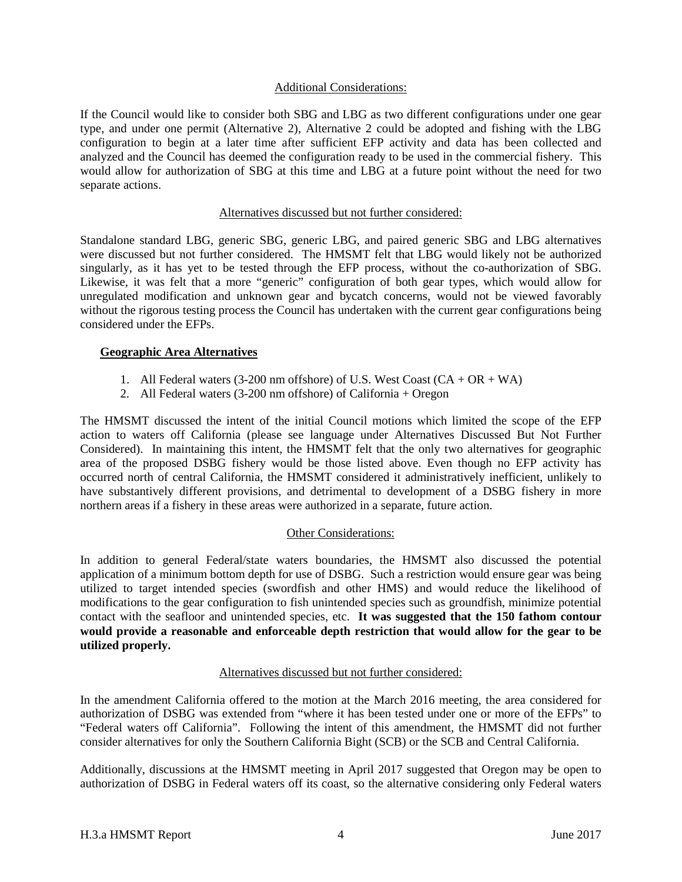Additional Considerations:

If the Council would like to consider both SBG and LBG as two different configurations under one gear type, and under one permit (Alternative 2), Alternative 2 could be adopted and fishing with the LBG configuration to begin at a later time after sufficient EFP activity and data has been collected and analyzed and the Council has deemed the configuration ready to be used in the commercial fishery. This would allow for authorization of SBG at this time and LBG at a future point without the need for two separate actions.

Alternatives discussed but not further considered:

Standalone standard LBG, generic SBG, generic LBG, and paired generic SBG and LBG alternatives were discussed but not further considered. The HMSMT felt that LBG would likely not be authorized singularly, as it has yet to be tested through the EFP process, without the co-authorization of SBG. Likewise, it was felt that a more "generic" configuration of both gear types, which would allow for unregulated modification and unknown gear and bycatch concerns, would not be viewed favorably without the rigorous testing process the Council has undertaken with the current gear configurations being considered under the EFPs.

**Geographic Area Alternatives**

1. All Federal waters (3-200 nm offshore) of U.S. West Coast (CA + OR + WA)
2. All Federal waters (3-200 nm offshore) of California + Oregon

The HMSMT discussed the intent of the initial Council motions which limited the scope of the EFP action to waters off California (please see language under Alternatives Discussed But Not Further Considered). In maintaining this intent, the HMSMT felt that the only two alternatives for geographic area of the proposed DSBG fishery would be those listed above. Even though no EFP activity has occurred north of central California, the HMSMT considered it administratively inefficient, unlikely to have substantively different provisions, and detrimental to development of a DSBG fishery in more northern areas if a fishery in these areas were authorized in a separate, future action.

Other Considerations:

In addition to general Federal/state waters boundaries, the HMSMT also discussed the potential application of a minimum bottom depth for use of DSBG. Such a restriction would ensure gear was being utilized to target intended species (swordfish and other HMS) and would reduce the likelihood of modifications to the gear configuration to fish unintended species such as groundfish, minimize potential contact with the seafloor and unintended species, etc. **It was suggested that the 150 fathom contour would provide a reasonable and enforceable depth restriction that would allow for the gear to be utilized properly.**

Alternatives discussed but not further considered:

In the amendment California offered to the motion at the March 2016 meeting, the area considered for authorization of DSBG was extended from "where it has been tested under one or more of the EFPs" to "Federal waters off California". Following the intent of this amendment, the HMSMT did not further consider alternatives for only the Southern California Bight (SCB) or the SCB and Central California.

Additionally, discussions at the HMSMT meeting in April 2017 suggested that Oregon may be open to authorization of DSBG in Federal waters off its coast, so the alternative considering only Federal waters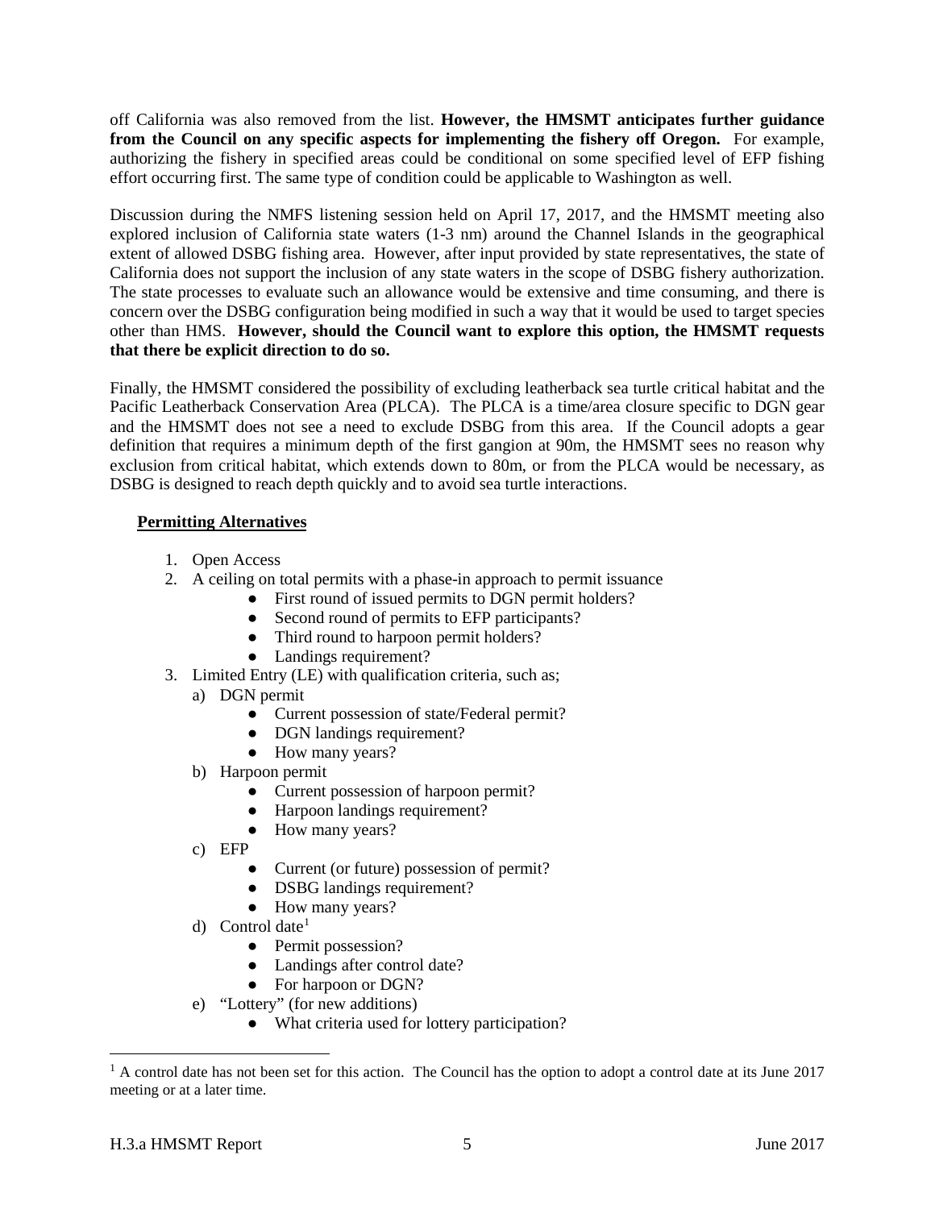off California was also removed from the list. **However, the HMSMT anticipates further guidance from the Council on any specific aspects for implementing the fishery off Oregon.** For example, authorizing the fishery in specified areas could be conditional on some specified level of EFP fishing effort occurring first. The same type of condition could be applicable to Washington as well.

Discussion during the NMFS listening session held on April 17, 2017, and the HMSMT meeting also explored inclusion of California state waters (1-3 nm) around the Channel Islands in the geographical extent of allowed DSBG fishing area. However, after input provided by state representatives, the state of California does not support the inclusion of any state waters in the scope of DSBG fishery authorization. The state processes to evaluate such an allowance would be extensive and time consuming, and there is concern over the DSBG configuration being modified in such a way that it would be used to target species other than HMS. **However, should the Council want to explore this option, the HMSMT requests that there be explicit direction to do so.**

Finally, the HMSMT considered the possibility of excluding leatherback sea turtle critical habitat and the Pacific Leatherback Conservation Area (PLCA). The PLCA is a time/area closure specific to DGN gear and the HMSMT does not see a need to exclude DSBG from this area. If the Council adopts a gear definition that requires a minimum depth of the first gangion at 90m, the HMSMT sees no reason why exclusion from critical habitat, which extends down to 80m, or from the PLCA would be necessary, as DSBG is designed to reach depth quickly and to avoid sea turtle interactions.

**Permitting Alternatives**

1. Open Access
2. A ceiling on total permits with a phase-in approach to permit issuance
   - First round of issued permits to DGN permit holders?
   - Second round of permits to EFP participants?
   - Third round to harpoon permit holders?
   - Landings requirement?
3. Limited Entry (LE) with qualification criteria, such as;
   a) DGN permit
      - Current possession of state/Federal permit?
      - DGN landings requirement?
      - How many years?
   
   b) Harpoon permit
      - Current possession of harpoon permit?
      - Harpoon landings requirement?
      - How many years?
   
   c) EFP
      - Current (or future) possession of permit?
      - DSBG landings requirement?
      - How many years?
   
   d) Control date[1]
      - Permit possession?
      - Landings after control date?
      - For harpoon or DGN?
   
   e) "Lottery" (for new additions)
      - What criteria used for lottery participation?

[1] A control date has not been set for this action. The Council has the option to adopt a control date at its June 2017 meeting or at a later time.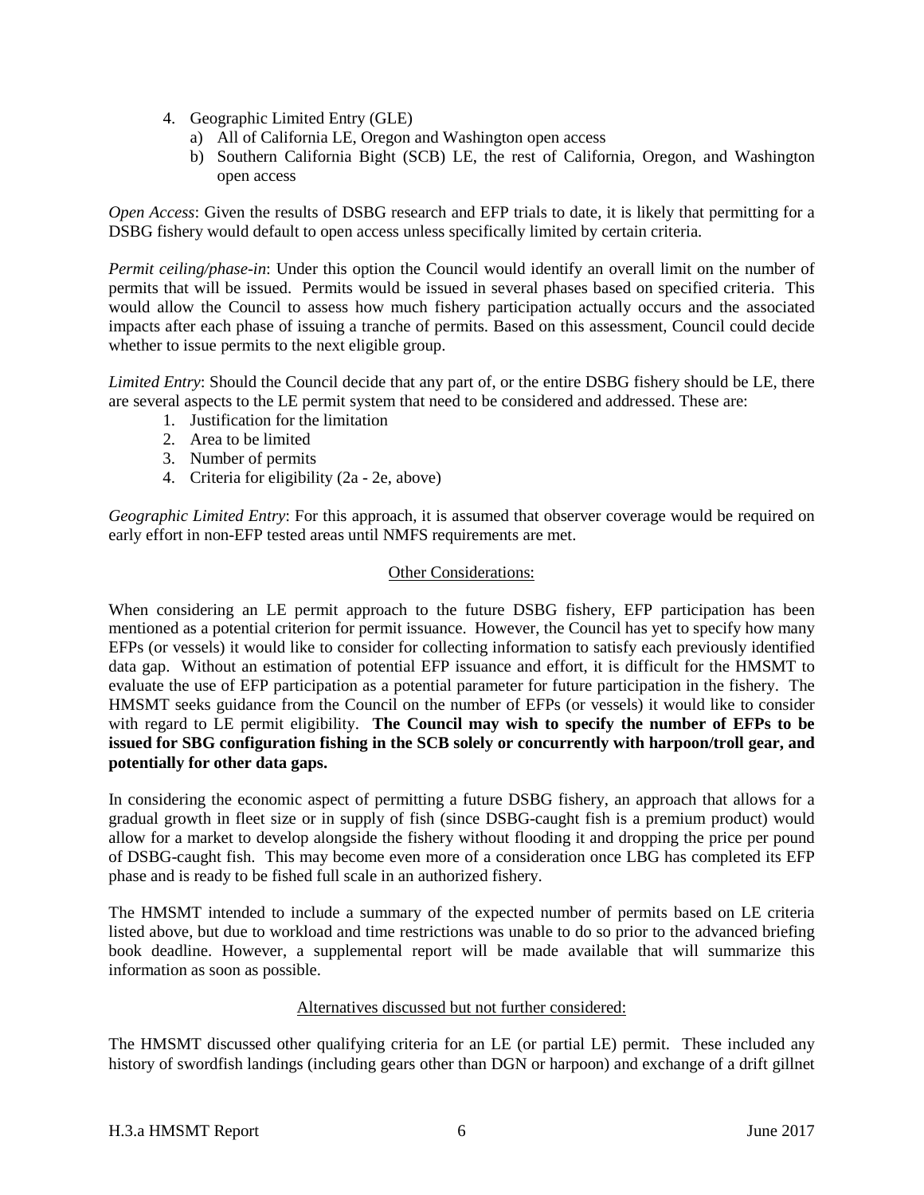4. Geographic Limited Entry (GLE)
   a) All of California LE, Oregon and Washington open access
   b) Southern California Bight (SCB) LE, the rest of California, Oregon, and Washington open access

*Open Access*: Given the results of DSBG research and EFP trials to date, it is likely that permitting for a DSBG fishery would default to open access unless specifically limited by certain criteria.

*Permit ceiling/phase-in*: Under this option the Council would identify an overall limit on the number of permits that will be issued. Permits would be issued in several phases based on specified criteria. This would allow the Council to assess how much fishery participation actually occurs and the associated impacts after each phase of issuing a tranche of permits. Based on this assessment, Council could decide whether to issue permits to the next eligible group.

*Limited Entry*: Should the Council decide that any part of, or the entire DSBG fishery should be LE, there are several aspects to the LE permit system that need to be considered and addressed. These are:

1. Justification for the limitation
2. Area to be limited
3. Number of permits
4. Criteria for eligibility (2a - 2e, above)

*Geographic Limited Entry*: For this approach, it is assumed that observer coverage would be required on early effort in non-EFP tested areas until NMFS requirements are met.

## Other Considerations:

When considering an LE permit approach to the future DSBG fishery, EFP participation has been mentioned as a potential criterion for permit issuance. However, the Council has yet to specify how many EFPs (or vessels) it would like to consider for collecting information to satisfy each previously identified data gap. Without an estimation of potential EFP issuance and effort, it is difficult for the HMSMT to evaluate the use of EFP participation as a potential parameter for future participation in the fishery. The HMSMT seeks guidance from the Council on the number of EFPs (or vessels) it would like to consider with regard to LE permit eligibility. **The Council may wish to specify the number of EFPs to be issued for SBG configuration fishing in the SCB solely or concurrently with harpoon/troll gear, and potentially for other data gaps.**

In considering the economic aspect of permitting a future DSBG fishery, an approach that allows for a gradual growth in fleet size or in supply of fish (since DSBG-caught fish is a premium product) would allow for a market to develop alongside the fishery without flooding it and dropping the price per pound of DSBG-caught fish. This may become even more of a consideration once LBG has completed its EFP phase and is ready to be fished full scale in an authorized fishery.

The HMSMT intended to include a summary of the expected number of permits based on LE criteria listed above, but due to workload and time restrictions was unable to do so prior to the advanced briefing book deadline. However, a supplemental report will be made available that will summarize this information as soon as possible.

## Alternatives discussed but not further considered:

The HMSMT discussed other qualifying criteria for an LE (or partial LE) permit. These included any history of swordfish landings (including gears other than DGN or harpoon) and exchange of a drift gillnet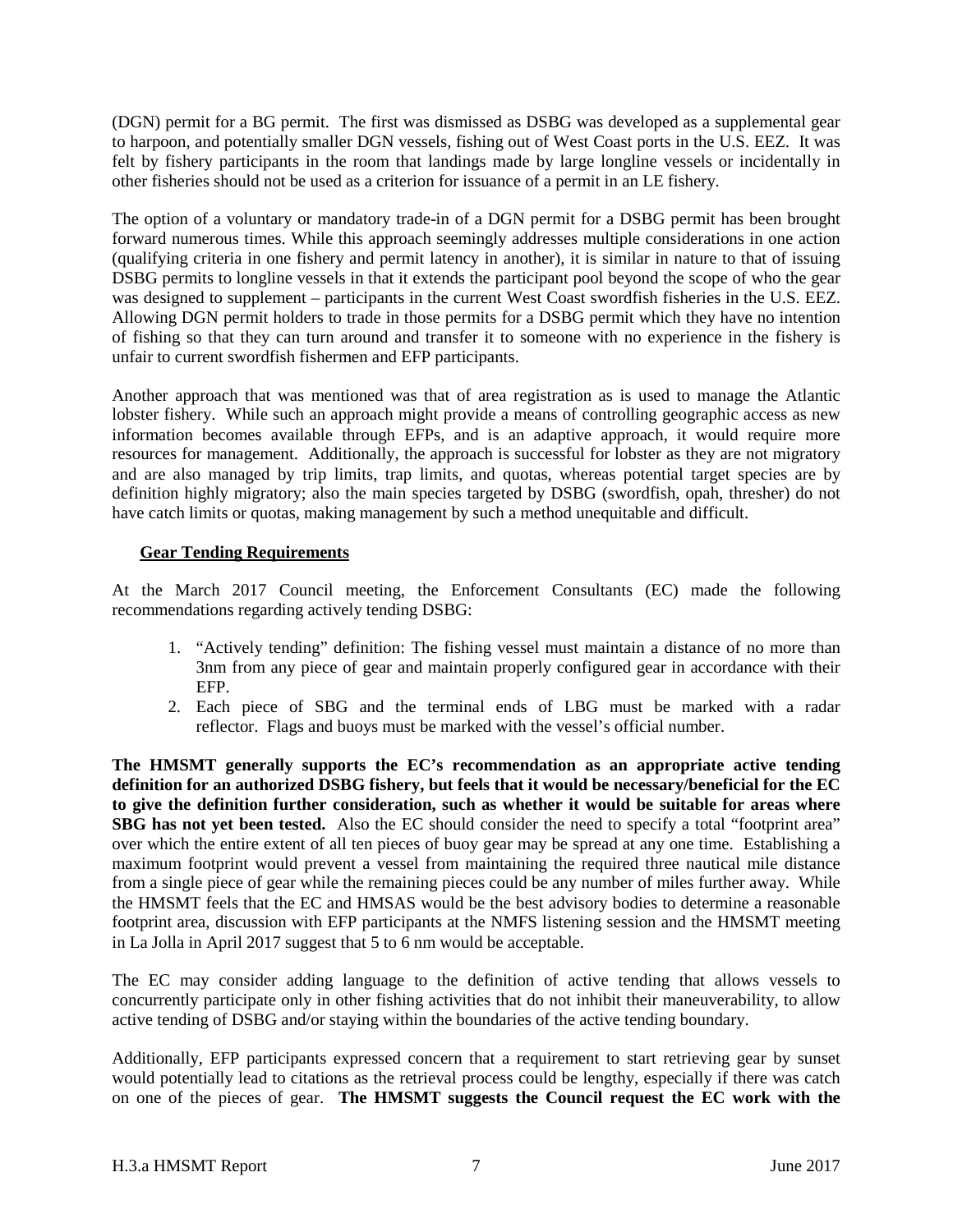(DGN) permit for a BG permit. The first was dismissed as DSBG was developed as a supplemental gear to harpoon, and potentially smaller DGN vessels, fishing out of West Coast ports in the U.S. EEZ. It was felt by fishery participants in the room that landings made by large longline vessels or incidentally in other fisheries should not be used as a criterion for issuance of a permit in an LE fishery.

The option of a voluntary or mandatory trade-in of a DGN permit for a DSBG permit has been brought forward numerous times. While this approach seemingly addresses multiple considerations in one action (qualifying criteria in one fishery and permit latency in another), it is similar in nature to that of issuing DSBG permits to longline vessels in that it extends the participant pool beyond the scope of who the gear was designed to supplement – participants in the current West Coast swordfish fisheries in the U.S. EEZ. Allowing DGN permit holders to trade in those permits for a DSBG permit which they have no intention of fishing so that they can turn around and transfer it to someone with no experience in the fishery is unfair to current swordfish fishermen and EFP participants.

Another approach that was mentioned was that of area registration as is used to manage the Atlantic lobster fishery. While such an approach might provide a means of controlling geographic access as new information becomes available through EFPs, and is an adaptive approach, it would require more resources for management. Additionally, the approach is successful for lobster as they are not migratory and are also managed by trip limits, trap limits, and quotas, whereas potential target species are by definition highly migratory; also the main species targeted by DSBG (swordfish, opah, thresher) do not have catch limits or quotas, making management by such a method unequitable and difficult.

## Gear Tending Requirements

At the March 2017 Council meeting, the Enforcement Consultants (EC) made the following recommendations regarding actively tending DSBG:

1. "Actively tending" definition: The fishing vessel must maintain a distance of no more than 3nm from any piece of gear and maintain properly configured gear in accordance with their EFP.
2. Each piece of SBG and the terminal ends of LBG must be marked with a radar reflector. Flags and buoys must be marked with the vessel's official number.

**The HMSMT generally supports the EC's recommendation as an appropriate active tending definition for an authorized DSBG fishery, but feels that it would be necessary/beneficial for the EC to give the definition further consideration, such as whether it would be suitable for areas where SBG has not yet been tested.** Also the EC should consider the need to specify a total "footprint area" over which the entire extent of all ten pieces of buoy gear may be spread at any one time. Establishing a maximum footprint would prevent a vessel from maintaining the required three nautical mile distance from a single piece of gear while the remaining pieces could be any number of miles further away. While the HMSMT feels that the EC and HMSAS would be the best advisory bodies to determine a reasonable footprint area, discussion with EFP participants at the NMFS listening session and the HMSMT meeting in La Jolla in April 2017 suggest that 5 to 6 nm would be acceptable.

The EC may consider adding language to the definition of active tending that allows vessels to concurrently participate only in other fishing activities that do not inhibit their maneuverability, to allow active tending of DSBG and/or staying within the boundaries of the active tending boundary.

Additionally, EFP participants expressed concern that a requirement to start retrieving gear by sunset would potentially lead to citations as the retrieval process could be lengthy, especially if there was catch on one of the pieces of gear. **The HMSMT suggests the Council request the EC work with the**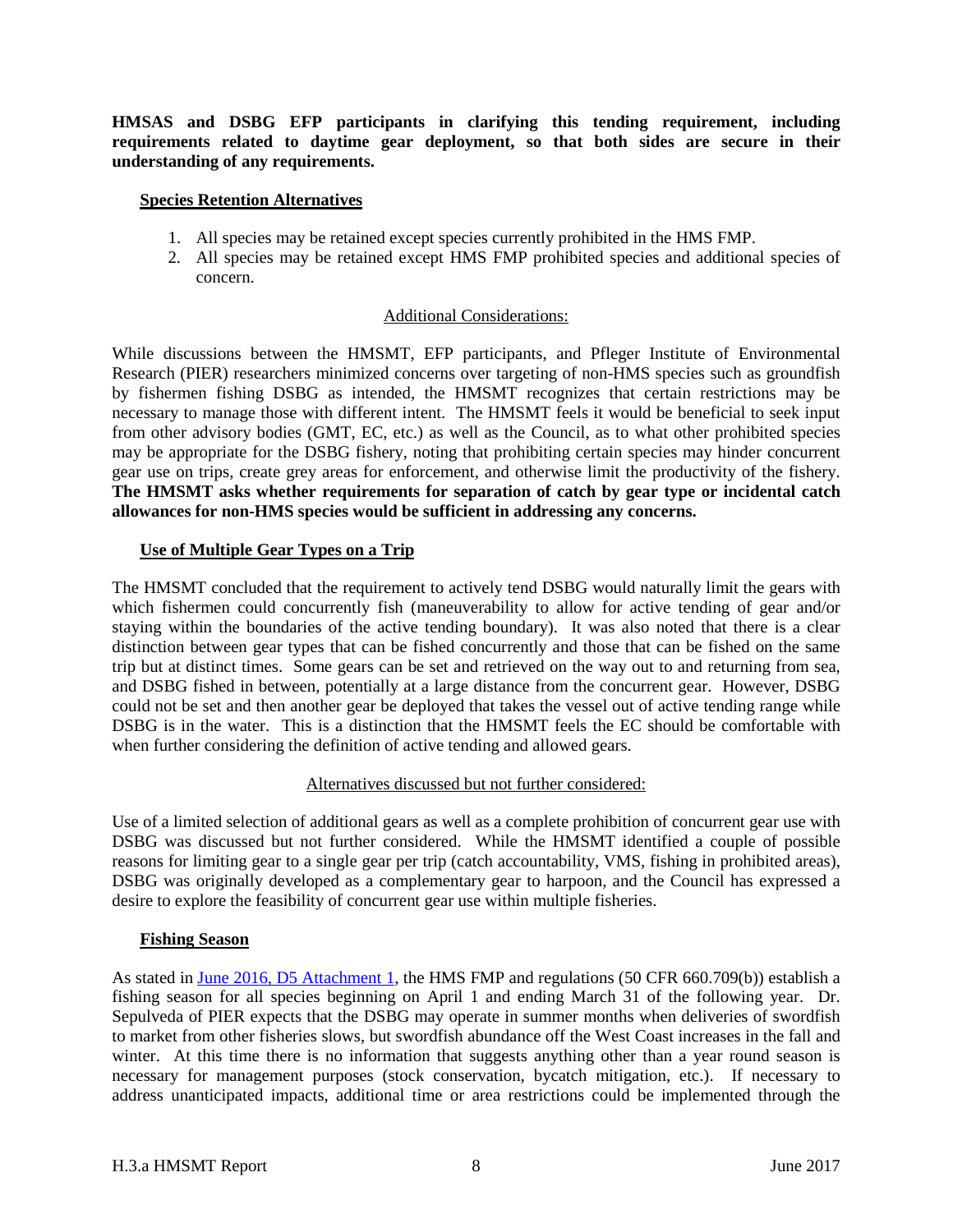**HMSAS and DSBG EFP participants in clarifying this tending requirement, including requirements related to daytime gear deployment, so that both sides are secure in their understanding of any requirements.**

### Species Retention Alternatives

1. All species may be retained except species currently prohibited in the HMS FMP.
2. All species may be retained except HMS FMP prohibited species and additional species of concern.

<u>Additional Considerations:</u>

While discussions between the HMSMT, EFP participants, and Pfleger Institute of Environmental Research (PIER) researchers minimized concerns over targeting of non-HMS species such as groundfish by fishermen fishing DSBG as intended, the HMSMT recognizes that certain restrictions may be necessary to manage those with different intent. The HMSMT feels it would be beneficial to seek input from other advisory bodies (GMT, EC, etc.) as well as the Council, as to what other prohibited species may be appropriate for the DSBG fishery, noting that prohibiting certain species may hinder concurrent gear use on trips, create grey areas for enforcement, and otherwise limit the productivity of the fishery. **The HMSMT asks whether requirements for separation of catch by gear type or incidental catch allowances for non-HMS species would be sufficient in addressing any concerns.**

### Use of Multiple Gear Types on a Trip

The HMSMT concluded that the requirement to actively tend DSBG would naturally limit the gears with which fishermen could concurrently fish (maneuverability to allow for active tending of gear and/or staying within the boundaries of the active tending boundary). It was also noted that there is a clear distinction between gear types that can be fished concurrently and those that can be fished on the same trip but at distinct times. Some gears can be set and retrieved on the way out to and returning from sea, and DSBG fished in between, potentially at a large distance from the concurrent gear. However, DSBG could not be set and then another gear be deployed that takes the vessel out of active tending range while DSBG is in the water. This is a distinction that the HMSMT feels the EC should be comfortable with when further considering the definition of active tending and allowed gears.

<u>Alternatives discussed but not further considered:</u>

Use of a limited selection of additional gears as well as a complete prohibition of concurrent gear use with DSBG was discussed but not further considered. While the HMSMT identified a couple of possible reasons for limiting gear to a single gear per trip (catch accountability, VMS, fishing in prohibited areas), DSBG was originally developed as a complementary gear to harpoon, and the Council has expressed a desire to explore the feasibility of concurrent gear use within multiple fisheries.

### Fishing Season

As stated in [June 2016, D5 Attachment 1](), the HMS FMP and regulations (50 CFR 660.709(b)) establish a fishing season for all species beginning on April 1 and ending March 31 of the following year. Dr. Sepulveda of PIER expects that the DSBG may operate in summer months when deliveries of swordfish to market from other fisheries slows, but swordfish abundance off the West Coast increases in the fall and winter. At this time there is no information that suggests anything other than a year round season is necessary for management purposes (stock conservation, bycatch mitigation, etc.). If necessary to address unanticipated impacts, additional time or area restrictions could be implemented through the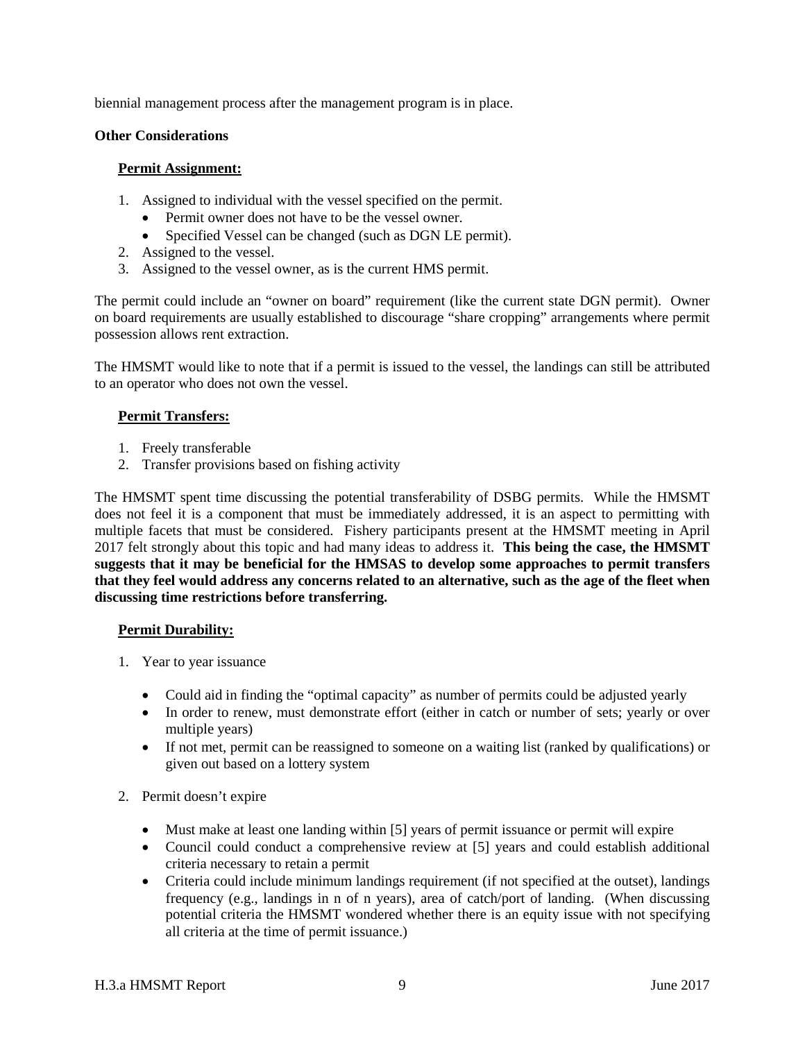biennial management process after the management program is in place.

**Other Considerations**

**Permit Assignment:**

1. Assigned to individual with the vessel specified on the permit.
   - Permit owner does not have to be the vessel owner.
   - Specified Vessel can be changed (such as DGN LE permit).
2. Assigned to the vessel.
3. Assigned to the vessel owner, as is the current HMS permit.

The permit could include an "owner on board" requirement (like the current state DGN permit). Owner on board requirements are usually established to discourage "share cropping" arrangements where permit possession allows rent extraction.

The HMSMT would like to note that if a permit is issued to the vessel, the landings can still be attributed to an operator who does not own the vessel.

**Permit Transfers:**

1. Freely transferable
2. Transfer provisions based on fishing activity

The HMSMT spent time discussing the potential transferability of DSBG permits. While the HMSMT does not feel it is a component that must be immediately addressed, it is an aspect to permitting with multiple facets that must be considered. Fishery participants present at the HMSMT meeting in April 2017 felt strongly about this topic and had many ideas to address it. **This being the case, the HMSMT suggests that it may be beneficial for the HMSAS to develop some approaches to permit transfers that they feel would address any concerns related to an alternative, such as the age of the fleet when discussing time restrictions before transferring.**

**Permit Durability:**

1. Year to year issuance
   - Could aid in finding the "optimal capacity" as number of permits could be adjusted yearly
   - In order to renew, must demonstrate effort (either in catch or number of sets; yearly or over multiple years)
   - If not met, permit can be reassigned to someone on a waiting list (ranked by qualifications) or given out based on a lottery system
2. Permit doesn't expire
   - Must make at least one landing within [5] years of permit issuance or permit will expire
   - Council could conduct a comprehensive review at [5] years and could establish additional criteria necessary to retain a permit
   - Criteria could include minimum landings requirement (if not specified at the outset), landings frequency (e.g., landings in n of n years), area of catch/port of landing. (When discussing potential criteria the HMSMT wondered whether there is an equity issue with not specifying all criteria at the time of permit issuance.)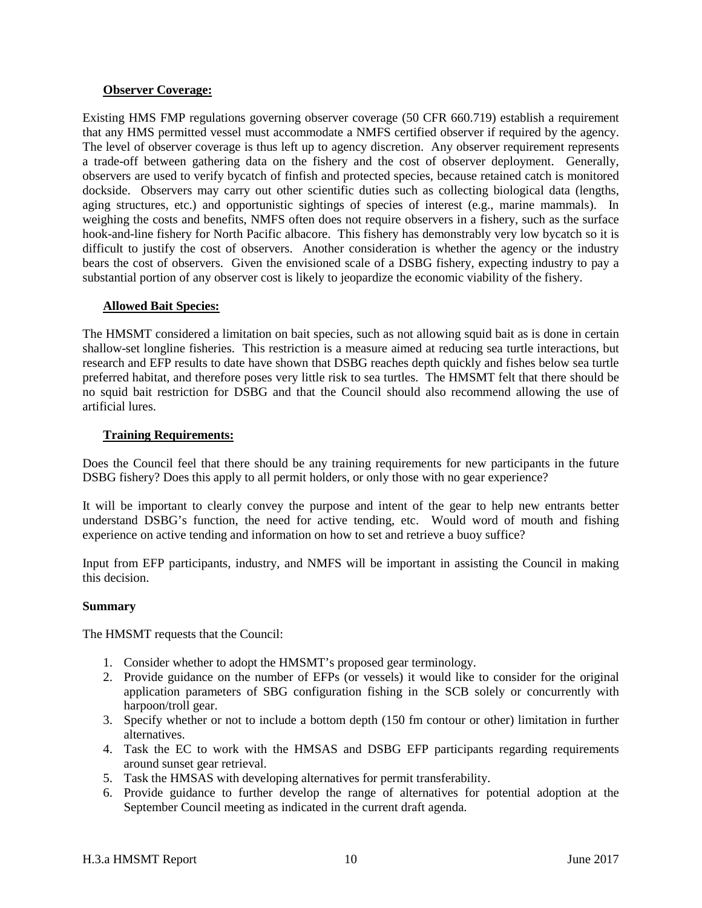**Observer Coverage:**

Existing HMS FMP regulations governing observer coverage (50 CFR 660.719) establish a requirement that any HMS permitted vessel must accommodate a NMFS certified observer if required by the agency. The level of observer coverage is thus left up to agency discretion. Any observer requirement represents a trade-off between gathering data on the fishery and the cost of observer deployment. Generally, observers are used to verify bycatch of finfish and protected species, because retained catch is monitored dockside. Observers may carry out other scientific duties such as collecting biological data (lengths, aging structures, etc.) and opportunistic sightings of species of interest (e.g., marine mammals). In weighing the costs and benefits, NMFS often does not require observers in a fishery, such as the surface hook-and-line fishery for North Pacific albacore. This fishery has demonstrably very low bycatch so it is difficult to justify the cost of observers. Another consideration is whether the agency or the industry bears the cost of observers. Given the envisioned scale of a DSBG fishery, expecting industry to pay a substantial portion of any observer cost is likely to jeopardize the economic viability of the fishery.

**Allowed Bait Species:**

The HMSMT considered a limitation on bait species, such as not allowing squid bait as is done in certain shallow-set longline fisheries. This restriction is a measure aimed at reducing sea turtle interactions, but research and EFP results to date have shown that DSBG reaches depth quickly and fishes below sea turtle preferred habitat, and therefore poses very little risk to sea turtles. The HMSMT felt that there should be no squid bait restriction for DSBG and that the Council should also recommend allowing the use of artificial lures.

**Training Requirements:**

Does the Council feel that there should be any training requirements for new participants in the future DSBG fishery? Does this apply to all permit holders, or only those with no gear experience?

It will be important to clearly convey the purpose and intent of the gear to help new entrants better understand DSBG's function, the need for active tending, etc. Would word of mouth and fishing experience on active tending and information on how to set and retrieve a buoy suffice?

Input from EFP participants, industry, and NMFS will be important in assisting the Council in making this decision.

**Summary**

The HMSMT requests that the Council:

1. Consider whether to adopt the HMSMT's proposed gear terminology.
2. Provide guidance on the number of EFPs (or vessels) it would like to consider for the original application parameters of SBG configuration fishing in the SCB solely or concurrently with harpoon/troll gear.
3. Specify whether or not to include a bottom depth (150 fm contour or other) limitation in further alternatives.
4. Task the EC to work with the HMSAS and DSBG EFP participants regarding requirements around sunset gear retrieval.
5. Task the HMSAS with developing alternatives for permit transferability.
6. Provide guidance to further develop the range of alternatives for potential adoption at the September Council meeting as indicated in the current draft agenda.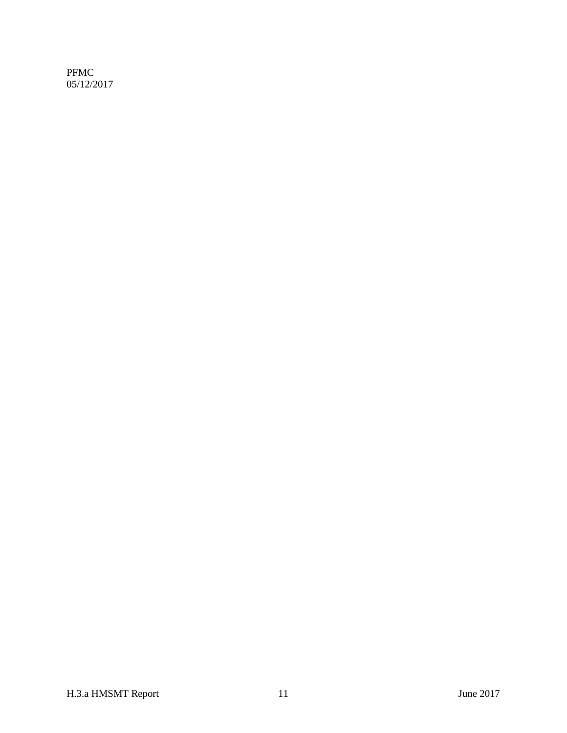PFMC
05/12/2017